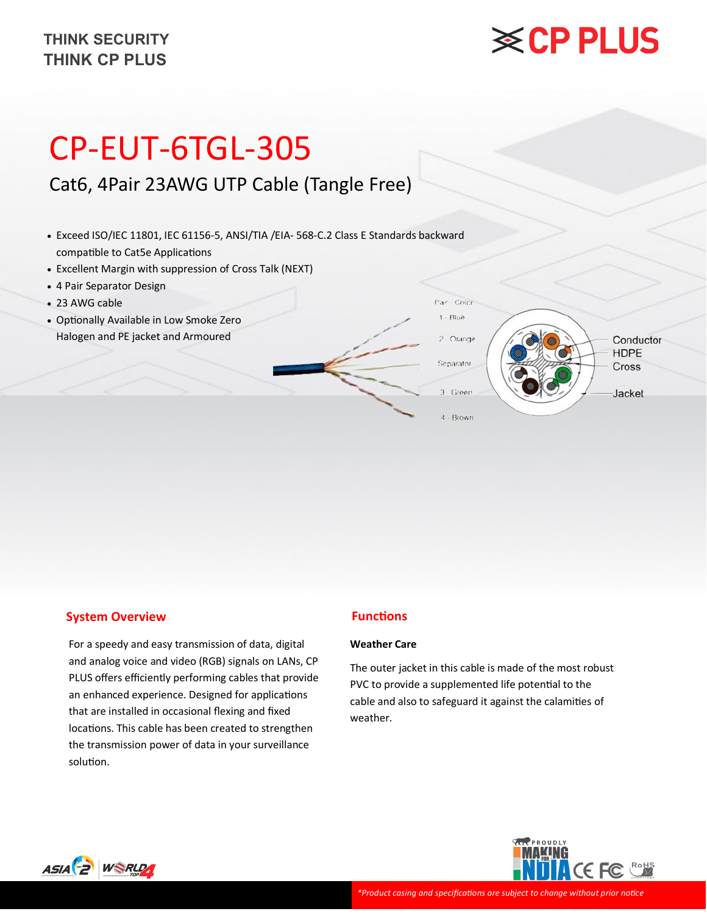THINK SECURITY
THINK CP PLUS

# CP-EUT-6TGL-305

## Cat6, 4Pair 23AWG UTP Cable (Tangle Free)

- Exceed ISO/IEC 11801, IEC 61156-5, ANSI/TIA /EIA- 568-C.2 Class E Standards backward compatible to Cat5e Applications
- Excellent Margin with suppression of Cross Talk (NEXT)
- 4 Pair Separator Design
- 23 AWG cable
- Optionally Available in Low Smoke Zero Halogen and PE jacket and Armoured

Pair - Color
1 - Blue
2 - Orange
Separator
3 - Green
4 - Brown

Conductor
HDPE
Cross
Jacket

## System Overview

For a speedy and easy transmission of data, digital and analog voice and video (RGB) signals on LANs, CP PLUS offers efficiently performing cables that provide an enhanced experience. Designed for applications that are installed in occasional flexing and fixed locations. This cable has been created to strengthen the transmission power of data in your surveillance solution.

## Functions

**Weather Care**

The outer jacket in this cable is made of the most robust PVC to provide a supplemented life potential to the cable and also to safeguard it against the calamities of weather.

*\*Product casing and specifications are subject to change without prior notice*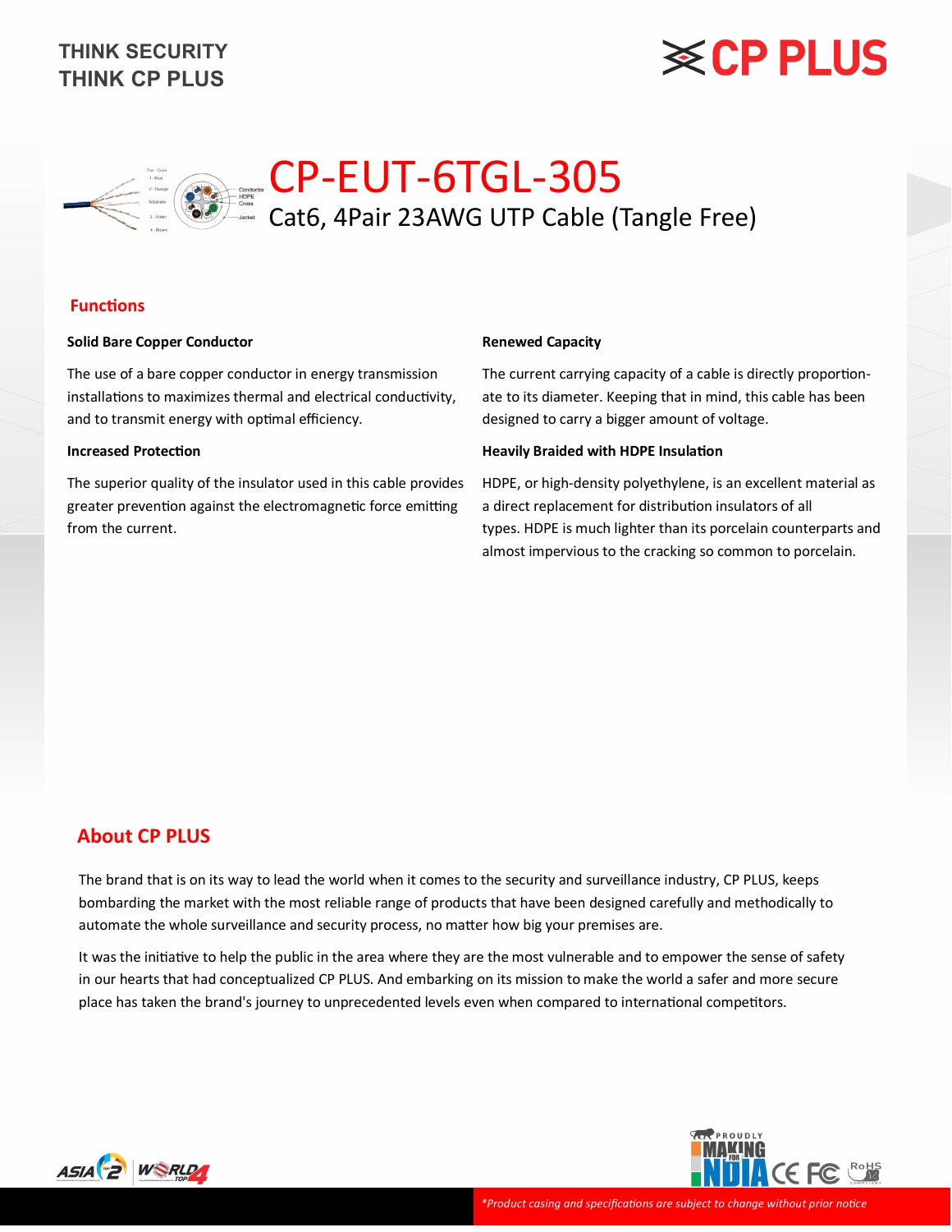# CP-EUT-6TGL-305

## Cat6, 4Pair 23AWG UTP Cable (Tangle Free)

## Functions

### Solid Bare Copper Conductor

The use of a bare copper conductor in energy transmission installations to maximizes thermal and electrical conductivity, and to transmit energy with optimal efficiency.

### Increased Protection

The superior quality of the insulator used in this cable provides greater prevention against the electromagnetic force emitting from the current.

### Renewed Capacity

The current carrying capacity of a cable is directly proportionate to its diameter. Keeping that in mind, this cable has been designed to carry a bigger amount of voltage.

### Heavily Braided with HDPE Insulation

HDPE, or high-density polyethylene, is an excellent material as a direct replacement for distribution insulators of all types. HDPE is much lighter than its porcelain counterparts and almost impervious to the cracking so common to porcelain.

## About CP PLUS

The brand that is on its way to lead the world when it comes to the security and surveillance industry, CP PLUS, keeps bombarding the market with the most reliable range of products that have been designed carefully and methodically to automate the whole surveillance and security process, no matter how big your premises are.

It was the initiative to help the public in the area where they are the most vulnerable and to empower the sense of safety in our hearts that had conceptualized CP PLUS. And embarking on its mission to make the world a safer and more secure place has taken the brand's journey to unprecedented levels even when compared to international competitors.

*\*Product casing and specifications are subject to change without prior notice*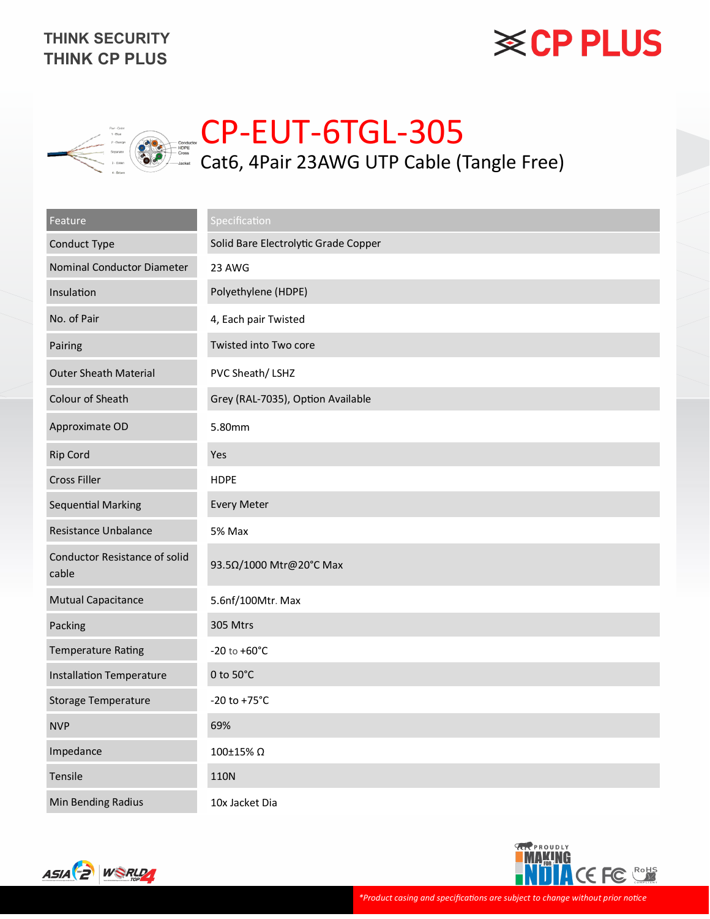THINK SECURITY
THINK CP PLUS

# CP-EUT-6TGL-305

## Cat6, 4Pair 23AWG UTP Cable (Tangle Free)

| Feature | Specification |
|---|---|
| Conduct Type | Solid Bare Electrolytic Grade Copper |
| Nominal Conductor Diameter | 23 AWG |
| Insulation | Polyethylene (HDPE) |
| No. of Pair | 4, Each pair Twisted |
| Pairing | Twisted into Two core |
| Outer Sheath Material | PVC Sheath/ LSHZ |
| Colour of Sheath | Grey (RAL-7035), Option Available |
| Approximate OD | 5.80mm |
| Rip Cord | Yes |
| Cross Filler | HDPE |
| Sequential Marking | Every Meter |
| Resistance Unbalance | 5% Max |
| Conductor Resistance of solid cable | 93.5Ω/1000 Mtr@20°C Max |
| Mutual Capacitance | 5.6nf/100Mtr. Max |
| Packing | 305 Mtrs |
| Temperature Rating | -20 to +60°C |
| Installation Temperature | 0 to 50°C |
| Storage Temperature | -20 to +75°C |
| NVP | 69% |
| Impedance | 100±15% Ω |
| Tensile | 110N |
| Min Bending Radius | 10x Jacket Dia |

*\*Product casing and specifications are subject to change without prior notice*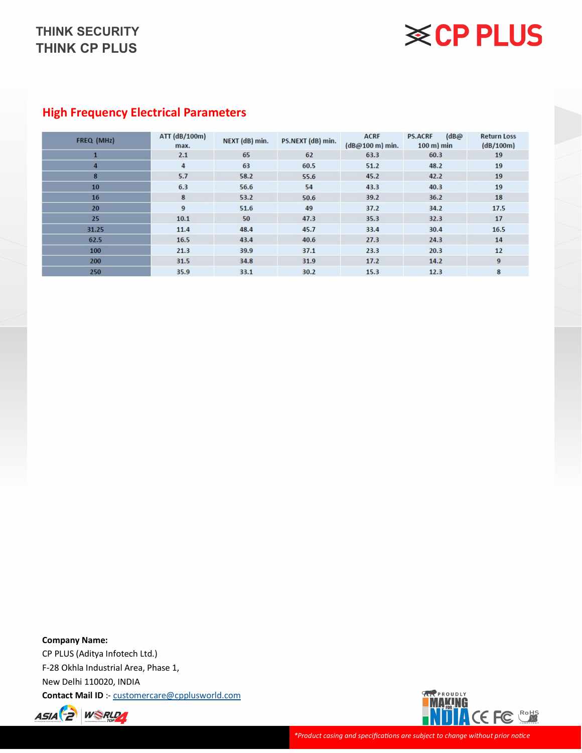## High Frequency Electrical Parameters

| FREQ (MHz) | ATT (dB/100m) max. | NEXT (dB) min. | PS.NEXT (dB) min. | ACRF (dB@100 m) min. | PS.ACRF (dB@ 100 m) min | Return Loss (dB/100m) |
|---|---|---|---|---|---|---|
| 1 | 2.1 | 65 | 62 | 63.3 | 60.3 | 19 |
| 4 | 4 | 63 | 60.5 | 51.2 | 48.2 | 19 |
| 8 | 5.7 | 58.2 | 55.6 | 45.2 | 42.2 | 19 |
| 10 | 6.3 | 56.6 | 54 | 43.3 | 40.3 | 19 |
| 16 | 8 | 53.2 | 50.6 | 39.2 | 36.2 | 18 |
| 20 | 9 | 51.6 | 49 | 37.2 | 34.2 | 17.5 |
| 25 | 10.1 | 50 | 47.3 | 35.3 | 32.3 | 17 |
| 31.25 | 11.4 | 48.4 | 45.7 | 33.4 | 30.4 | 16.5 |
| 62.5 | 16.5 | 43.4 | 40.6 | 27.3 | 24.3 | 14 |
| 100 | 21.3 | 39.9 | 37.1 | 23.3 | 20.3 | 12 |
| 200 | 31.5 | 34.8 | 31.9 | 17.2 | 14.2 | 9 |
| 250 | 35.9 | 33.1 | 30.2 | 15.3 | 12.3 | 8 |

**Company Name:**
CP PLUS (Aditya Infotech Ltd.)
F-28 Okhla Industrial Area, Phase 1,
New Delhi 110020, INDIA
**Contact Mail ID** :- customercare@cpplusworld.com

*\*Product casing and specifications are subject to change without prior notice*